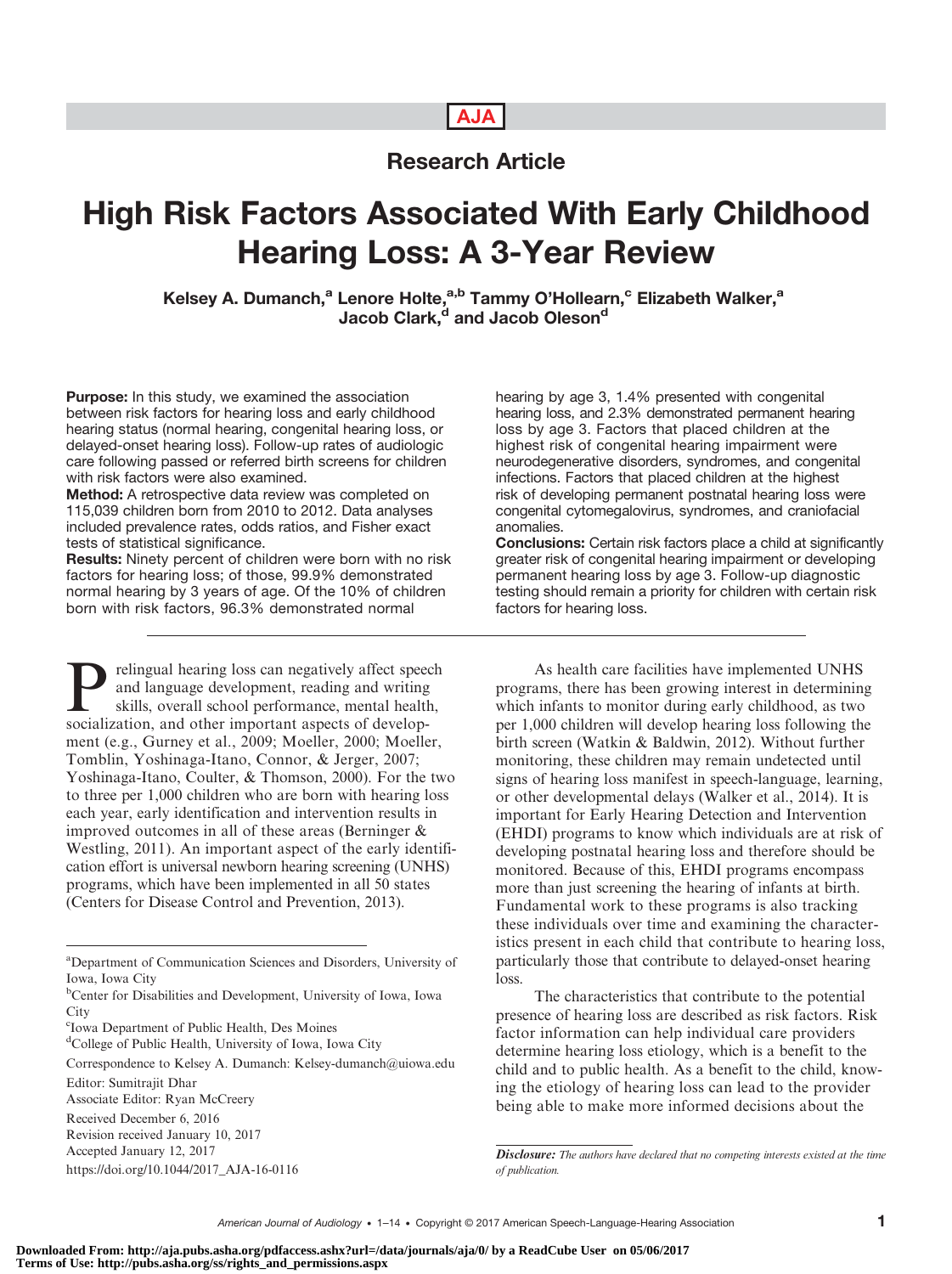Research Article

# High Risk Factors Associated With Early Childhood Hearing Loss: A 3-Year Review

**Kelsey A. Dumanch,[a] Lenore Holte,[a,b] Tammy O'Hollearn,[c] Elizabeth Walker,[a] Jacob Clark,[d] and Jacob Oleson[d]**

**Purpose:** In this study, we examined the association between risk factors for hearing loss and early childhood hearing status (normal hearing, congenital hearing loss, or delayed-onset hearing loss). Follow-up rates of audiologic care following passed or referred birth screens for children with risk factors were also examined.

**Method:** A retrospective data review was completed on 115,039 children born from 2010 to 2012. Data analyses included prevalence rates, odds ratios, and Fisher exact tests of statistical significance.

**Results:** Ninety percent of children were born with no risk factors for hearing loss; of those, 99.9% demonstrated normal hearing by 3 years of age. Of the 10% of children born with risk factors, 96.3% demonstrated normal hearing by age 3, 1.4% presented with congenital hearing loss, and 2.3% demonstrated permanent hearing loss by age 3. Factors that placed children at the highest risk of congenital hearing impairment were neurodegenerative disorders, syndromes, and congenital infections. Factors that placed children at the highest risk of developing permanent postnatal hearing loss were congenital cytomegalovirus, syndromes, and craniofacial anomalies.

**Conclusions:** Certain risk factors place a child at significantly greater risk of congenital hearing impairment or developing permanent hearing loss by age 3. Follow-up diagnostic testing should remain a priority for children with certain risk factors for hearing loss.

Prelingual hearing loss can negatively affect speech and language development, reading and writing skills, overall school performance, mental health, socialization, and other important aspects of development (e.g., Gurney et al., 2009; Moeller, 2000; Moeller, Tomblin, Yoshinaga-Itano, Connor, & Jerger, 2007; Yoshinaga-Itano, Coulter, & Thomson, 2000). For the two to three per 1,000 children who are born with hearing loss each year, early identification and intervention results in improved outcomes in all of these areas (Berninger & Westling, 2011). An important aspect of the early identification effort is universal newborn hearing screening (UNHS) programs, which have been implemented in all 50 states (Centers for Disease Control and Prevention, 2013).

As health care facilities have implemented UNHS programs, there has been growing interest in determining which infants to monitor during early childhood, as two per 1,000 children will develop hearing loss following the birth screen (Watkin & Baldwin, 2012). Without further monitoring, these children may remain undetected until signs of hearing loss manifest in speech-language, learning, or other developmental delays (Walker et al., 2014). It is important for Early Hearing Detection and Intervention (EHDI) programs to know which individuals are at risk of developing postnatal hearing loss and therefore should be monitored. Because of this, EHDI programs encompass more than just screening the hearing of infants at birth. Fundamental work to these programs is also tracking these individuals over time and examining the characteristics present in each child that contribute to hearing loss, particularly those that contribute to delayed-onset hearing loss.

The characteristics that contribute to the potential presence of hearing loss are described as risk factors. Risk factor information can help individual care providers determine hearing loss etiology, which is a benefit to the child and to public health. As a benefit to the child, knowing the etiology of hearing loss can lead to the provider being able to make more informed decisions about the

---

[a] Department of Communication Sciences and Disorders, University of Iowa, Iowa City
[b] Center for Disabilities and Development, University of Iowa, Iowa City
[c] Iowa Department of Public Health, Des Moines
[d] College of Public Health, University of Iowa, Iowa City

Correspondence to Kelsey A. Dumanch: Kelsey-dumanch@uiowa.edu

Editor: Sumitrajit Dhar
Associate Editor: Ryan McCreery

Received December 6, 2016
Revision received January 10, 2017
Accepted January 12, 2017
https://doi.org/10.1044/2017_AJA-16-0116

*Disclosure: The authors have declared that no competing interests existed at the time of publication.*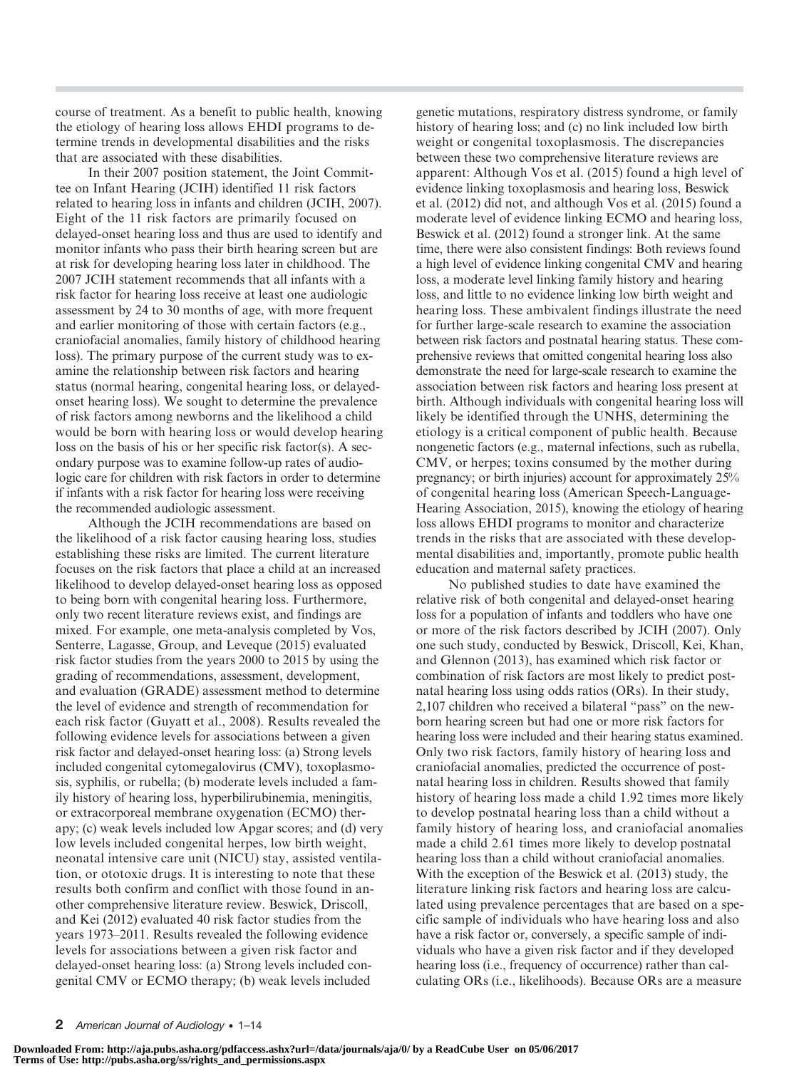course of treatment. As a benefit to public health, knowing the etiology of hearing loss allows EHDI programs to determine trends in developmental disabilities and the risks that are associated with these disabilities.

In their 2007 position statement, the Joint Committee on Infant Hearing (JCIH) identified 11 risk factors related to hearing loss in infants and children (JCIH, 2007). Eight of the 11 risk factors are primarily focused on delayed-onset hearing loss and thus are used to identify and monitor infants who pass their birth hearing screen but are at risk for developing hearing loss later in childhood. The 2007 JCIH statement recommends that all infants with a risk factor for hearing loss receive at least one audiologic assessment by 24 to 30 months of age, with more frequent and earlier monitoring of those with certain factors (e.g., craniofacial anomalies, family history of childhood hearing loss). The primary purpose of the current study was to examine the relationship between risk factors and hearing status (normal hearing, congenital hearing loss, or delayed-onset hearing loss). We sought to determine the prevalence of risk factors among newborns and the likelihood a child would be born with hearing loss or would develop hearing loss on the basis of his or her specific risk factor(s). A secondary purpose was to examine follow-up rates of audiologic care for children with risk factors in order to determine if infants with a risk factor for hearing loss were receiving the recommended audiologic assessment.

Although the JCIH recommendations are based on the likelihood of a risk factor causing hearing loss, studies establishing these risks are limited. The current literature focuses on the risk factors that place a child at an increased likelihood to develop delayed-onset hearing loss as opposed to being born with congenital hearing loss. Furthermore, only two recent literature reviews exist, and findings are mixed. For example, one meta-analysis completed by Vos, Senterre, Lagasse, Group, and Leveque (2015) evaluated risk factor studies from the years 2000 to 2015 by using the grading of recommendations, assessment, development, and evaluation (GRADE) assessment method to determine the level of evidence and strength of recommendation for each risk factor (Guyatt et al., 2008). Results revealed the following evidence levels for associations between a given risk factor and delayed-onset hearing loss: (a) Strong levels included congenital cytomegalovirus (CMV), toxoplasmosis, syphilis, or rubella; (b) moderate levels included a family history of hearing loss, hyperbilirubinemia, meningitis, or extracorporeal membrane oxygenation (ECMO) therapy; (c) weak levels included low Apgar scores; and (d) very low levels included congenital herpes, low birth weight, neonatal intensive care unit (NICU) stay, assisted ventilation, or ototoxic drugs. It is interesting to note that these results both confirm and conflict with those found in another comprehensive literature review. Beswick, Driscoll, and Kei (2012) evaluated 40 risk factor studies from the years 1973–2011. Results revealed the following evidence levels for associations between a given risk factor and delayed-onset hearing loss: (a) Strong levels included congenital CMV or ECMO therapy; (b) weak levels included genetic mutations, respiratory distress syndrome, or family history of hearing loss; and (c) no link included low birth weight or congenital toxoplasmosis. The discrepancies between these two comprehensive literature reviews are apparent: Although Vos et al. (2015) found a high level of evidence linking toxoplasmosis and hearing loss, Beswick et al. (2012) did not, and although Vos et al. (2015) found a moderate level of evidence linking ECMO and hearing loss, Beswick et al. (2012) found a stronger link. At the same time, there were also consistent findings: Both reviews found a high level of evidence linking congenital CMV and hearing loss, a moderate level linking family history and hearing loss, and little to no evidence linking low birth weight and hearing loss. These ambivalent findings illustrate the need for further large-scale research to examine the association between risk factors and postnatal hearing status. These comprehensive reviews that omitted congenital hearing loss also demonstrate the need for large-scale research to examine the association between risk factors and hearing loss present at birth. Although individuals with congenital hearing loss will likely be identified through the UNHS, determining the etiology is a critical component of public health. Because nongenetic factors (e.g., maternal infections, such as rubella, CMV, or herpes; toxins consumed by the mother during pregnancy; or birth injuries) account for approximately 25% of congenital hearing loss (American Speech-Language-Hearing Association, 2015), knowing the etiology of hearing loss allows EHDI programs to monitor and characterize trends in the risks that are associated with these developmental disabilities and, importantly, promote public health education and maternal safety practices.

No published studies to date have examined the relative risk of both congenital and delayed-onset hearing loss for a population of infants and toddlers who have one or more of the risk factors described by JCIH (2007). Only one such study, conducted by Beswick, Driscoll, Kei, Khan, and Glennon (2013), has examined which risk factor or combination of risk factors are most likely to predict postnatal hearing loss using odds ratios (ORs). In their study, 2,107 children who received a bilateral "pass" on the newborn hearing screen but had one or more risk factors for hearing loss were included and their hearing status examined. Only two risk factors, family history of hearing loss and craniofacial anomalies, predicted the occurrence of postnatal hearing loss in children. Results showed that family history of hearing loss made a child 1.92 times more likely to develop postnatal hearing loss than a child without a family history of hearing loss, and craniofacial anomalies made a child 2.61 times more likely to develop postnatal hearing loss than a child without craniofacial anomalies. With the exception of the Beswick et al. (2013) study, the literature linking risk factors and hearing loss are calculated using prevalence percentages that are based on a specific sample of individuals who have hearing loss and also have a risk factor or, conversely, a specific sample of individuals who have a given risk factor and if they developed hearing loss (i.e., frequency of occurrence) rather than calculating ORs (i.e., likelihoods). Because ORs are a measure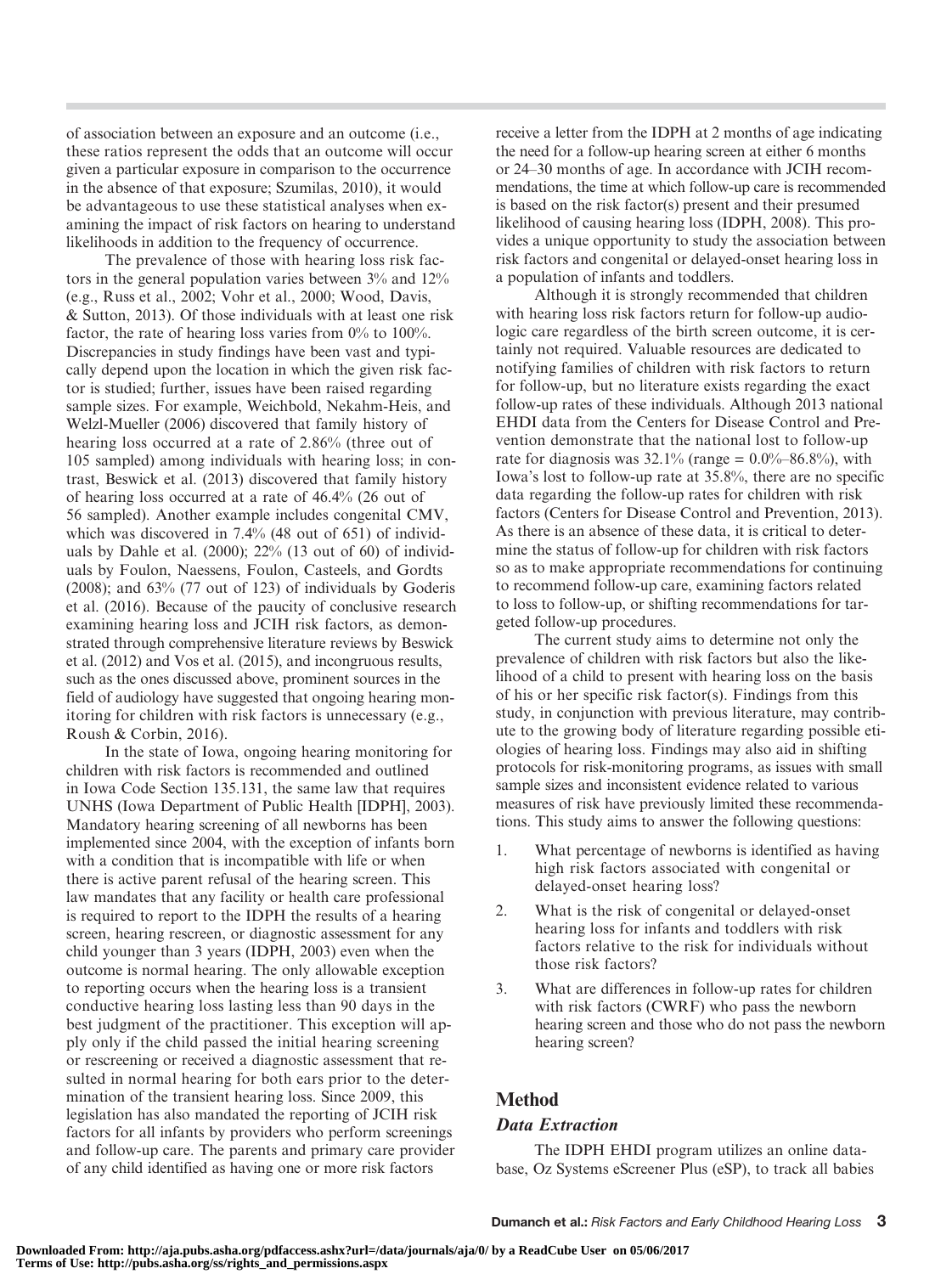of association between an exposure and an outcome (i.e., these ratios represent the odds that an outcome will occur given a particular exposure in comparison to the occurrence in the absence of that exposure; Szumilas, 2010), it would be advantageous to use these statistical analyses when examining the impact of risk factors on hearing to understand likelihoods in addition to the frequency of occurrence.

The prevalence of those with hearing loss risk factors in the general population varies between 3% and 12% (e.g., Russ et al., 2002; Vohr et al., 2000; Wood, Davis, & Sutton, 2013). Of those individuals with at least one risk factor, the rate of hearing loss varies from 0% to 100%. Discrepancies in study findings have been vast and typically depend upon the location in which the given risk factor is studied; further, issues have been raised regarding sample sizes. For example, Weichbold, Nekahm-Heis, and Welzl-Mueller (2006) discovered that family history of hearing loss occurred at a rate of 2.86% (three out of 105 sampled) among individuals with hearing loss; in contrast, Beswick et al. (2013) discovered that family history of hearing loss occurred at a rate of 46.4% (26 out of 56 sampled). Another example includes congenital CMV, which was discovered in 7.4% (48 out of 651) of individuals by Dahle et al. (2000); 22% (13 out of 60) of individuals by Foulon, Naessens, Foulon, Casteels, and Gordts (2008); and 63% (77 out of 123) of individuals by Goderis et al. (2016). Because of the paucity of conclusive research examining hearing loss and JCIH risk factors, as demonstrated through comprehensive literature reviews by Beswick et al. (2012) and Vos et al. (2015), and incongruous results, such as the ones discussed above, prominent sources in the field of audiology have suggested that ongoing hearing monitoring for children with risk factors is unnecessary (e.g., Roush & Corbin, 2016).

In the state of Iowa, ongoing hearing monitoring for children with risk factors is recommended and outlined in Iowa Code Section 135.131, the same law that requires UNHS (Iowa Department of Public Health [IDPH], 2003). Mandatory hearing screening of all newborns has been implemented since 2004, with the exception of infants born with a condition that is incompatible with life or when there is active parent refusal of the hearing screen. This law mandates that any facility or health care professional is required to report to the IDPH the results of a hearing screen, hearing rescreen, or diagnostic assessment for any child younger than 3 years (IDPH, 2003) even when the outcome is normal hearing. The only allowable exception to reporting occurs when the hearing loss is a transient conductive hearing loss lasting less than 90 days in the best judgment of the practitioner. This exception will apply only if the child passed the initial hearing screening or rescreening or received a diagnostic assessment that resulted in normal hearing for both ears prior to the determination of the transient hearing loss. Since 2009, this legislation has also mandated the reporting of JCIH risk factors for all infants by providers who perform screenings and follow-up care. The parents and primary care provider of any child identified as having one or more risk factors receive a letter from the IDPH at 2 months of age indicating the need for a follow-up hearing screen at either 6 months or 24–30 months of age. In accordance with JCIH recommendations, the time at which follow-up care is recommended is based on the risk factor(s) present and their presumed likelihood of causing hearing loss (IDPH, 2008). This provides a unique opportunity to study the association between risk factors and congenital or delayed-onset hearing loss in a population of infants and toddlers.

Although it is strongly recommended that children with hearing loss risk factors return for follow-up audiologic care regardless of the birth screen outcome, it is certainly not required. Valuable resources are dedicated to notifying families of children with risk factors to return for follow-up, but no literature exists regarding the exact follow-up rates of these individuals. Although 2013 national EHDI data from the Centers for Disease Control and Prevention demonstrate that the national lost to follow-up rate for diagnosis was 32.1% (range = 0.0%–86.8%), with Iowa's lost to follow-up rate at 35.8%, there are no specific data regarding the follow-up rates for children with risk factors (Centers for Disease Control and Prevention, 2013). As there is an absence of these data, it is critical to determine the status of follow-up for children with risk factors so as to make appropriate recommendations for continuing to recommend follow-up care, examining factors related to loss to follow-up, or shifting recommendations for targeted follow-up procedures.

The current study aims to determine not only the prevalence of children with risk factors but also the likelihood of a child to present with hearing loss on the basis of his or her specific risk factor(s). Findings from this study, in conjunction with previous literature, may contribute to the growing body of literature regarding possible etiologies of hearing loss. Findings may also aid in shifting protocols for risk-monitoring programs, as issues with small sample sizes and inconsistent evidence related to various measures of risk have previously limited these recommendations. This study aims to answer the following questions:

1. What percentage of newborns is identified as having high risk factors associated with congenital or delayed-onset hearing loss?
2. What is the risk of congenital or delayed-onset hearing loss for infants and toddlers with risk factors relative to the risk for individuals without those risk factors?
3. What are differences in follow-up rates for children with risk factors (CWRF) who pass the newborn hearing screen and those who do not pass the newborn hearing screen?

## Method

### Data Extraction

The IDPH EHDI program utilizes an online database, Oz Systems eScreener Plus (eSP), to track all babies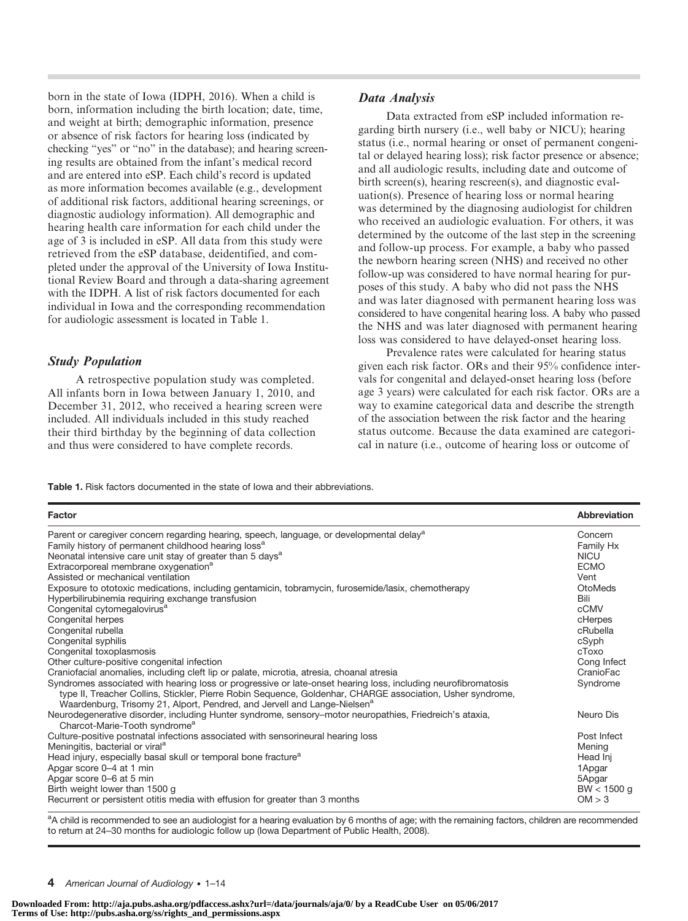born in the state of Iowa (IDPH, 2016). When a child is born, information including the birth location; date, time, and weight at birth; demographic information, presence or absence of risk factors for hearing loss (indicated by checking "yes" or "no" in the database); and hearing screening results are obtained from the infant's medical record and are entered into eSP. Each child's record is updated as more information becomes available (e.g., development of additional risk factors, additional hearing screenings, or diagnostic audiology information). All demographic and hearing health care information for each child under the age of 3 is included in eSP. All data from this study were retrieved from the eSP database, deidentified, and completed under the approval of the University of Iowa Institutional Review Board and through a data-sharing agreement with the IDPH. A list of risk factors documented for each individual in Iowa and the corresponding recommendation for audiologic assessment is located in Table 1.

### Study Population

A retrospective population study was completed. All infants born in Iowa between January 1, 2010, and December 31, 2012, who received a hearing screen were included. All individuals included in this study reached their third birthday by the beginning of data collection and thus were considered to have complete records.

### Data Analysis

Data extracted from eSP included information regarding birth nursery (i.e., well baby or NICU); hearing status (i.e., normal hearing or onset of permanent congenital or delayed hearing loss); risk factor presence or absence; and all audiologic results, including date and outcome of birth screen(s), hearing rescreen(s), and diagnostic evaluation(s). Presence of hearing loss or normal hearing was determined by the diagnosing audiologist for children who received an audiologic evaluation. For others, it was determined by the outcome of the last step in the screening and follow-up process. For example, a baby who passed the newborn hearing screen (NHS) and received no other follow-up was considered to have normal hearing for purposes of this study. A baby who did not pass the NHS and was later diagnosed with permanent hearing loss was considered to have congenital hearing loss. A baby who passed the NHS and was later diagnosed with permanent hearing loss was considered to have delayed-onset hearing loss.

Prevalence rates were calculated for hearing status given each risk factor. ORs and their 95% confidence intervals for congenital and delayed-onset hearing loss (before age 3 years) were calculated for each risk factor. ORs are a way to examine categorical data and describe the strength of the association between the risk factor and the hearing status outcome. Because the data examined are categorical in nature (i.e., outcome of hearing loss or outcome of

**Table 1.** Risk factors documented in the state of Iowa and their abbreviations.

| Factor | Abbreviation |
|---|---|
| Parent or caregiver concern regarding hearing, speech, language, or developmental delay[a] | Concern |
| Family history of permanent childhood hearing loss[a] | Family Hx |
| Neonatal intensive care unit stay of greater than 5 days[a] | NICU |
| Extracorporeal membrane oxygenation[a] | ECMO |
| Assisted or mechanical ventilation | Vent |
| Exposure to ototoxic medications, including gentamicin, tobramycin, furosemide/lasix, chemotherapy | OtoMeds |
| Hyperbilirubinemia requiring exchange transfusion | Bili |
| Congenital cytomegalovirus[a] | cCMV |
| Congenital herpes | cHerpes |
| Congenital rubella | cRubella |
| Congenital syphilis | cSyph |
| Congenital toxoplasmosis | cToxo |
| Other culture-positive congenital infection | Cong Infect |
| Craniofacial anomalies, including cleft lip or palate, microtia, atresia, choanal atresia | CranioFac |
| Syndromes associated with hearing loss or progressive or late-onset hearing loss, including neurofibromatosis type II, Treacher Collins, Stickler, Pierre Robin Sequence, Goldenhar, CHARGE association, Usher syndrome, Waardenburg, Trisomy 21, Alport, Pendred, and Jervell and Lange-Nielsen[a] | Syndrome |
| Neurodegenerative disorder, including Hunter syndrome, sensory–motor neuropathies, Friedreich's ataxia, Charcot-Marie-Tooth syndrome[a] | Neuro Dis |
| Culture-positive postnatal infections associated with sensorineural hearing loss | Post Infect |
| Meningitis, bacterial or viral[a] | Mening |
| Head injury, especially basal skull or temporal bone fracture[a] | Head Inj |
| Apgar score 0–4 at 1 min | 1Apgar |
| Apgar score 0–6 at 5 min | 5Apgar |
| Birth weight lower than 1500 g | BW < 1500 g |
| Recurrent or persistent otitis media with effusion for greater than 3 months | OM > 3 |

[a]A child is recommended to see an audiologist for a hearing evaluation by 6 months of age; with the remaining factors, children are recommended to return at 24–30 months for audiologic follow up (Iowa Department of Public Health, 2008).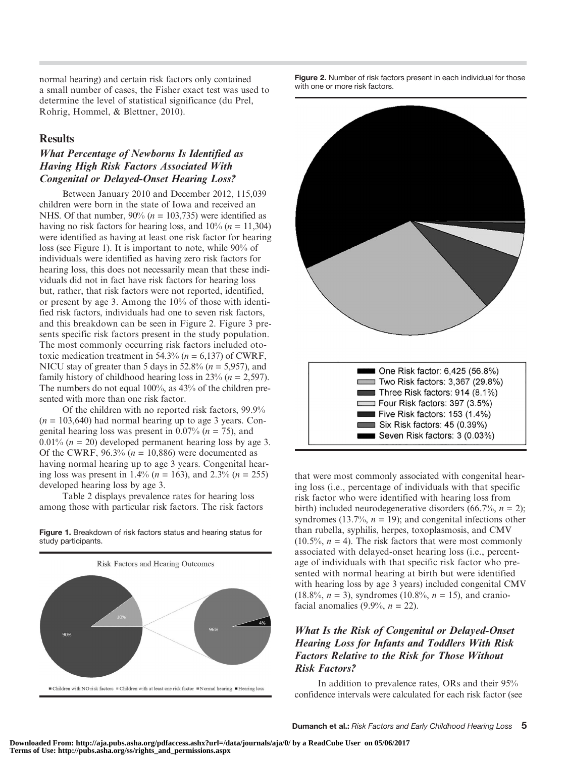normal hearing) and certain risk factors only contained a small number of cases, the Fisher exact test was used to determine the level of statistical significance (du Prel, Rohrig, Hommel, & Blettner, 2010).

## Results

### *What Percentage of Newborns Is Identified as Having High Risk Factors Associated With Congenital or Delayed-Onset Hearing Loss?*

Between January 2010 and December 2012, 115,039 children were born in the state of Iowa and received an NHS. Of that number, 90% ($n$ = 103,735) were identified as having no risk factors for hearing loss, and 10% ($n$ = 11,304) were identified as having at least one risk factor for hearing loss (see Figure 1). It is important to note, while 90% of individuals were identified as having zero risk factors for hearing loss, this does not necessarily mean that these individuals did not in fact have risk factors for hearing loss but, rather, that risk factors were not reported, identified, or present by age 3. Among the 10% of those with identified risk factors, individuals had one to seven risk factors, and this breakdown can be seen in Figure 2. Figure 3 presents specific risk factors present in the study population. The most commonly occurring risk factors included ototoxic medication treatment in 54.3% ($n$ = 6,137) of CWRF, NICU stay of greater than 5 days in 52.8% ($n$ = 5,957), and family history of childhood hearing loss in 23% ($n$ = 2,597). The numbers do not equal 100%, as 43% of the children presented with more than one risk factor.

Of the children with no reported risk factors, 99.9% ($n$ = 103,640) had normal hearing up to age 3 years. Congenital hearing loss was present in 0.07% ($n$ = 75), and 0.01% ($n$ = 20) developed permanent hearing loss by age 3. Of the CWRF, 96.3% ($n$ = 10,886) were documented as having normal hearing up to age 3 years. Congenital hearing loss was present in 1.4% ($n$ = 163), and 2.3% ($n$ = 255) developed hearing loss by age 3.

Table 2 displays prevalence rates for hearing loss among those with particular risk factors. The risk factors that were most commonly associated with congenital hearing loss (i.e., percentage of individuals with that specific risk factor who were identified with hearing loss from birth) included neurodegenerative disorders (66.7%, $n$ = 2); syndromes (13.7%, $n$ = 19); and congenital infections other than rubella, syphilis, herpes, toxoplasmosis, and CMV (10.5%, $n$ = 4). The risk factors that were most commonly associated with delayed-onset hearing loss (i.e., percentage of individuals with that specific risk factor who presented with normal hearing at birth but were identified with hearing loss by age 3 years) included congenital CMV (18.8%, $n$ = 3), syndromes (10.8%, $n$ = 15), and craniofacial anomalies (9.9%, $n$ = 22).

**Figure 1.** Breakdown of risk factors status and hearing status for study participants.

**Figure 2.** Number of risk factors present in each individual for those with one or more risk factors.

### *What Is the Risk of Congenital or Delayed-Onset Hearing Loss for Infants and Toddlers With Risk Factors Relative to the Risk for Those Without Risk Factors?*

In addition to prevalence rates, ORs and their 95% confidence intervals were calculated for each risk factor (see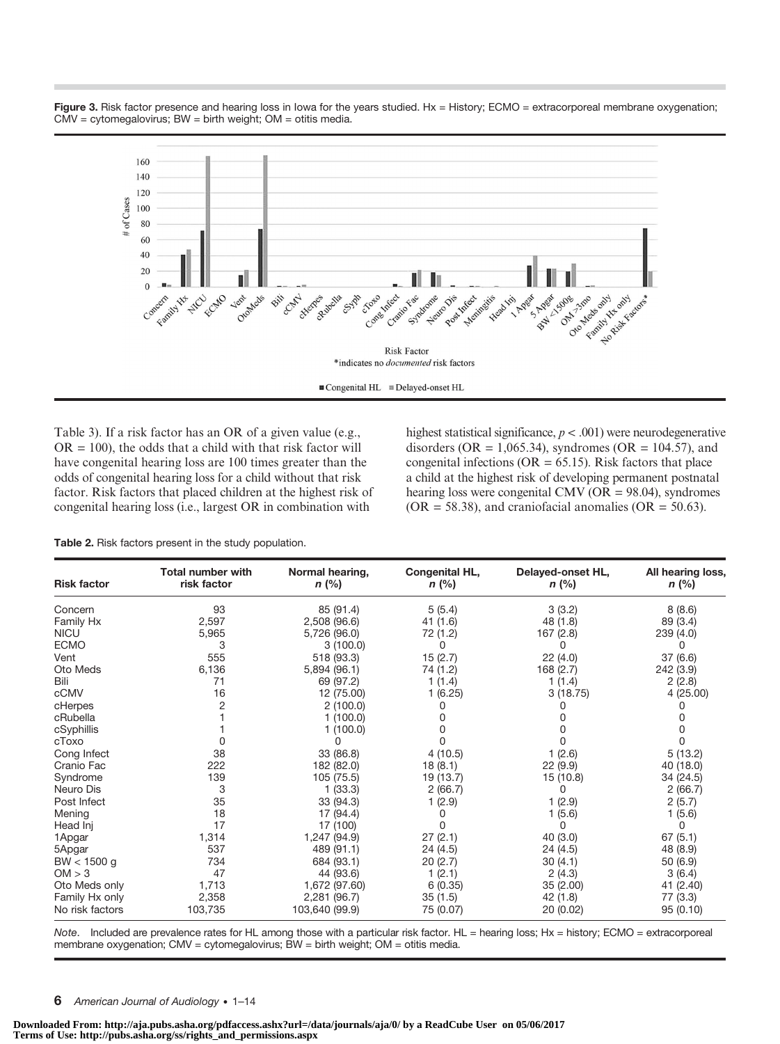**Figure 3.** Risk factor presence and hearing loss in Iowa for the years studied. Hx = History; ECMO = extracorporeal membrane oxygenation; CMV = cytomegalovirus; BW = birth weight; OM = otitis media.

Table 3). If a risk factor has an OR of a given value (e.g., OR = 100), the odds that a child with that risk factor will have congenital hearing loss are 100 times greater than the odds of congenital hearing loss for a child without that risk factor. Risk factors that placed children at the highest risk of congenital hearing loss (i.e., largest OR in combination with highest statistical significance, $p < .001$) were neurodegenerative disorders (OR = 1,065.34), syndromes (OR = 104.57), and congenital infections (OR = 65.15). Risk factors that place a child at the highest risk of developing permanent postnatal hearing loss were congenital CMV (OR = 98.04), syndromes (OR = 58.38), and craniofacial anomalies (OR = 50.63).

**Table 2.** Risk factors present in the study population.

| Risk factor | Total number with risk factor | Normal hearing, *n* (%) | Congenital HL, *n* (%) | Delayed-onset HL, *n* (%) | All hearing loss, *n* (%) |
|---|---|---|---|---|---|
| Concern | 93 | 85 (91.4) | 5 (5.4) | 3 (3.2) | 8 (8.6) |
| Family Hx | 2,597 | 2,508 (96.6) | 41 (1.6) | 48 (1.8) | 89 (3.4) |
| NICU | 5,965 | 5,726 (96.0) | 72 (1.2) | 167 (2.8) | 239 (4.0) |
| ECMO | 3 | 3 (100.0) | 0 | 0 | 0 |
| Vent | 555 | 518 (93.3) | 15 (2.7) | 22 (4.0) | 37 (6.6) |
| Oto Meds | 6,136 | 5,894 (96.1) | 74 (1.2) | 168 (2.7) | 242 (3.9) |
| Bili | 71 | 69 (97.2) | 1 (1.4) | 1 (1.4) | 2 (2.8) |
| cCMV | 16 | 12 (75.00) | 1 (6.25) | 3 (18.75) | 4 (25.00) |
| cHerpes | 2 | 2 (100.0) | 0 | 0 | 0 |
| cRubella | 1 | 1 (100.0) | 0 | 0 | 0 |
| cSyphillis | 1 | 1 (100.0) | 0 | 0 | 0 |
| cToxo | 0 | 0 | 0 | 0 | 0 |
| Cong Infect | 38 | 33 (86.8) | 4 (10.5) | 1 (2.6) | 5 (13.2) |
| Cranio Fac | 222 | 182 (82.0) | 18 (8.1) | 22 (9.9) | 40 (18.0) |
| Syndrome | 139 | 105 (75.5) | 19 (13.7) | 15 (10.8) | 34 (24.5) |
| Neuro Dis | 3 | 1 (33.3) | 2 (66.7) | 0 | 2 (66.7) |
| Post Infect | 35 | 33 (94.3) | 1 (2.9) | 1 (2.9) | 2 (5.7) |
| Mening | 18 | 17 (94.4) | 0 | 1 (5.6) | 1 (5.6) |
| Head Inj | 17 | 17 (100) | 0 | 0 | 0 |
| 1Apgar | 1,314 | 1,247 (94.9) | 27 (2.1) | 40 (3.0) | 67 (5.1) |
| 5Apgar | 537 | 489 (91.1) | 24 (4.5) | 24 (4.5) | 48 (8.9) |
| BW < 1500 g | 734 | 684 (93.1) | 20 (2.7) | 30 (4.1) | 50 (6.9) |
| OM > 3 | 47 | 44 (93.6) | 1 (2.1) | 2 (4.3) | 3 (6.4) |
| Oto Meds only | 1,713 | 1,672 (97.60) | 6 (0.35) | 35 (2.00) | 41 (2.40) |
| Family Hx only | 2,358 | 2,281 (96.7) | 35 (1.5) | 42 (1.8) | 77 (3.3) |
| No risk factors | 103,735 | 103,640 (99.9) | 75 (0.07) | 20 (0.02) | 95 (0.10) |

*Note.* Included are prevalence rates for HL among those with a particular risk factor. HL = hearing loss; Hx = history; ECMO = extracorporeal membrane oxygenation; CMV = cytomegalovirus; BW = birth weight; OM = otitis media.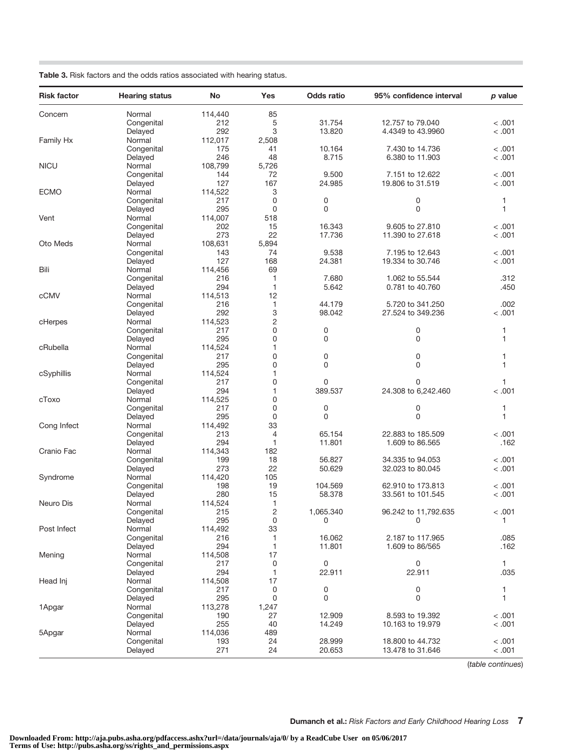**Table 3.** Risk factors and the odds ratios associated with hearing status.

| Risk factor | Hearing status | No | Yes | Odds ratio | 95% confidence interval | *p* value |
|---|---|---|---|---|---|---|
| Concern | Normal | 114,440 | 85 | | | |
| | Congenital | 212 | 5 | 31.754 | 12.757 to 79.040 | < .001 |
| | Delayed | 292 | 3 | 13.820 | 4.4349 to 43.9960 | < .001 |
| Family Hx | Normal | 112,017 | 2,508 | | | |
| | Congenital | 175 | 41 | 10.164 | 7.430 to 14.736 | < .001 |
| | Delayed | 246 | 48 | 8.715 | 6.380 to 11.903 | < .001 |
| NICU | Normal | 108,799 | 5,726 | | | |
| | Congenital | 144 | 72 | 9.500 | 7.151 to 12.622 | < .001 |
| | Delayed | 127 | 167 | 24.985 | 19.806 to 31.519 | < .001 |
| ECMO | Normal | 114,522 | 3 | | | |
| | Congenital | 217 | 0 | 0 | 0 | 1 |
| | Delayed | 295 | 0 | 0 | 0 | 1 |
| Vent | Normal | 114,007 | 518 | | | |
| | Congenital | 202 | 15 | 16.343 | 9.605 to 27.810 | < .001 |
| | Delayed | 273 | 22 | 17.736 | 11.390 to 27.618 | < .001 |
| Oto Meds | Normal | 108,631 | 5,894 | | | |
| | Congenital | 143 | 74 | 9.538 | 7.195 to 12.643 | < .001 |
| | Delayed | 127 | 168 | 24.381 | 19.334 to 30.746 | < .001 |
| Bili | Normal | 114,456 | 69 | | | |
| | Congenital | 216 | 1 | 7.680 | 1.062 to 55.544 | .312 |
| | Delayed | 294 | 1 | 5.642 | 0.781 to 40.760 | .450 |
| cCMV | Normal | 114,513 | 12 | | | |
| | Congenital | 216 | 1 | 44.179 | 5.720 to 341.250 | .002 |
| | Delayed | 292 | 3 | 98.042 | 27.524 to 349.236 | < .001 |
| cHerpes | Normal | 114,523 | 2 | | | |
| | Congenital | 217 | 0 | 0 | 0 | 1 |
| | Delayed | 295 | 0 | 0 | 0 | 1 |
| cRubella | Normal | 114,524 | 1 | | | |
| | Congenital | 217 | 0 | 0 | 0 | 1 |
| | Delayed | 295 | 0 | 0 | 0 | 1 |
| cSyphillis | Normal | 114,524 | 1 | | | |
| | Congenital | 217 | 0 | 0 | 0 | 1 |
| | Delayed | 294 | 1 | 389.537 | 24.308 to 6,242.460 | < .001 |
| cToxo | Normal | 114,525 | 0 | | | |
| | Congenital | 217 | 0 | 0 | 0 | 1 |
| | Delayed | 295 | 0 | 0 | 0 | 1 |
| Cong Infect | Normal | 114,492 | 33 | | | |
| | Congenital | 213 | 4 | 65.154 | 22.883 to 185.509 | < .001 |
| | Delayed | 294 | 1 | 11.801 | 1.609 to 86.565 | .162 |
| Cranio Fac | Normal | 114,343 | 182 | | | |
| | Congenital | 199 | 18 | 56.827 | 34.335 to 94.053 | < .001 |
| | Delayed | 273 | 22 | 50.629 | 32.023 to 80.045 | < .001 |
| Syndrome | Normal | 114,420 | 105 | | | |
| | Congenital | 198 | 19 | 104.569 | 62.910 to 173.813 | < .001 |
| | Delayed | 280 | 15 | 58.378 | 33.561 to 101.545 | < .001 |
| Neuro Dis | Normal | 114,524 | 1 | | | |
| | Congenital | 215 | 2 | 1,065.340 | 96.242 to 11,792.635 | < .001 |
| | Delayed | 295 | 0 | 0 | 0 | 1 |
| Post Infect | Normal | 114,492 | 33 | | | |
| | Congenital | 216 | 1 | 16.062 | 2.187 to 117.965 | .085 |
| | Delayed | 294 | 1 | 11.801 | 1.609 to 86/565 | .162 |
| Mening | Normal | 114,508 | 17 | | | |
| | Congenital | 217 | 0 | 0 | 0 | 1 |
| | Delayed | 294 | 1 | 22.911 | 22.911 | .035 |
| Head Inj | Normal | 114,508 | 17 | | | |
| | Congenital | 217 | 0 | 0 | 0 | 1 |
| | Delayed | 295 | 0 | 0 | 0 | 1 |
| 1Apgar | Normal | 113,278 | 1,247 | | | |
| | Congenital | 190 | 27 | 12.909 | 8.593 to 19.392 | < .001 |
| | Delayed | 255 | 40 | 14.249 | 10.163 to 19.979 | < .001 |
| 5Apgar | Normal | 114,036 | 489 | | | |
| | Congenital | 193 | 24 | 28.999 | 18.800 to 44.732 | < .001 |
| | Delayed | 271 | 24 | 20.653 | 13.478 to 31.646 | < .001 |

(*table continues*)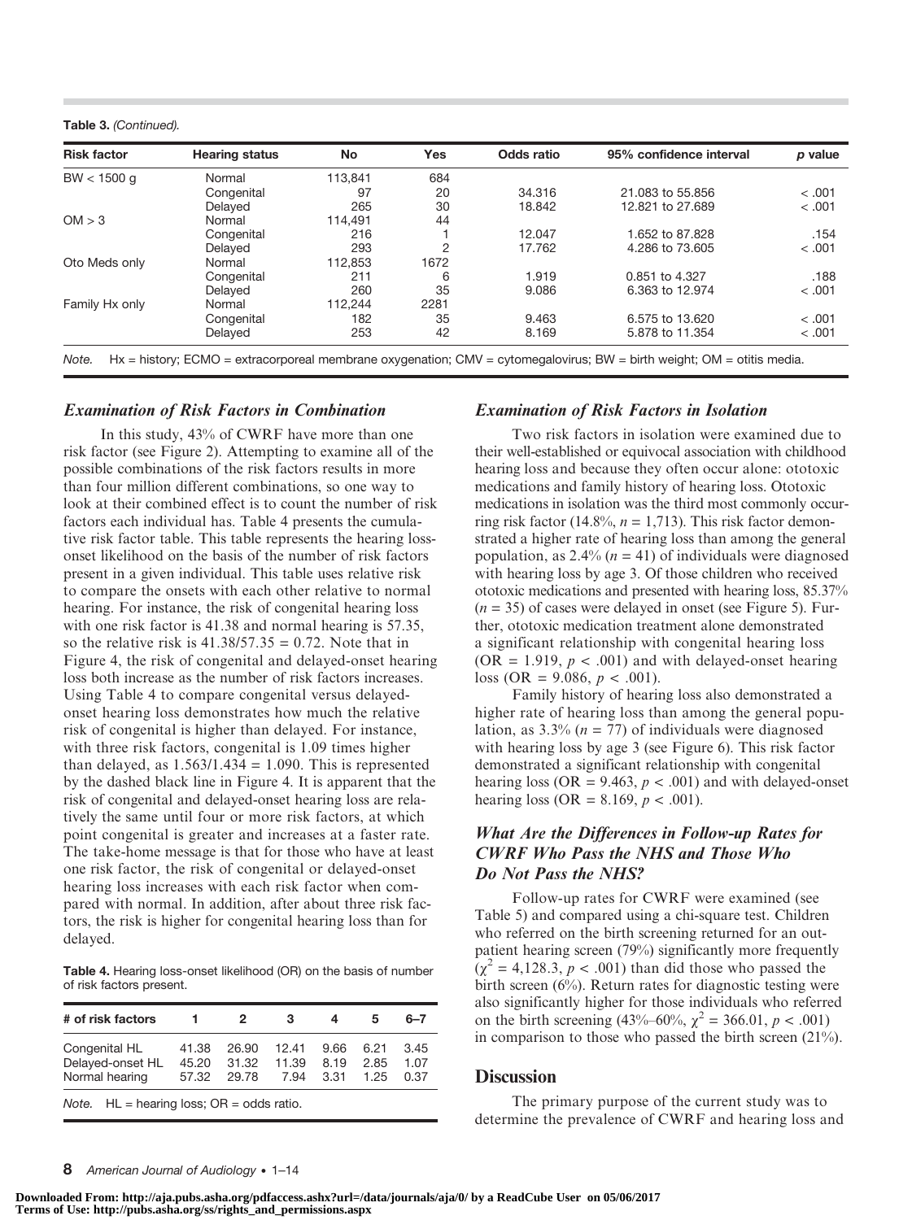**Table 3.** *(Continued).*

| Risk factor | Hearing status | No | Yes | Odds ratio | 95% confidence interval | *p* value |
|---|---|---|---|---|---|---|
| BW < 1500 g | Normal | 113,841 | 684 | | | |
| | Congenital | 97 | 20 | 34.316 | 21.083 to 55.856 | < .001 |
| | Delayed | 265 | 30 | 18.842 | 12.821 to 27.689 | < .001 |
| OM > 3 | Normal | 114,491 | 44 | | | |
| | Congenital | 216 | 1 | 12.047 | 1.652 to 87.828 | .154 |
| | Delayed | 293 | 2 | 17.762 | 4.286 to 73.605 | < .001 |
| Oto Meds only | Normal | 112,853 | 1672 | | | |
| | Congenital | 211 | 6 | 1.919 | 0.851 to 4.327 | .188 |
| | Delayed | 260 | 35 | 9.086 | 6.363 to 12.974 | < .001 |
| Family Hx only | Normal | 112,244 | 2281 | | | |
| | Congenital | 182 | 35 | 9.463 | 6.575 to 13.620 | < .001 |
| | Delayed | 253 | 42 | 8.169 | 5.878 to 11.354 | < .001 |

*Note.* Hx = history; ECMO = extracorporeal membrane oxygenation; CMV = cytomegalovirus; BW = birth weight; OM = otitis media.

### *Examination of Risk Factors in Combination*

In this study, 43% of CWRF have more than one risk factor (see Figure 2). Attempting to examine all of the possible combinations of the risk factors results in more than four million different combinations, so one way to look at their combined effect is to count the number of risk factors each individual has. Table 4 presents the cumulative risk factor table. This table represents the hearing loss-onset likelihood on the basis of the number of risk factors present in a given individual. This table uses relative risk to compare the onsets with each other relative to normal hearing. For instance, the risk of congenital hearing loss with one risk factor is 41.38 and normal hearing is 57.35, so the relative risk is 41.38/57.35 = 0.72. Note that in Figure 4, the risk of congenital and delayed-onset hearing loss both increase as the number of risk factors increases. Using Table 4 to compare congenital versus delayed-onset hearing loss demonstrates how much the relative risk of congenital is higher than delayed. For instance, with three risk factors, congenital is 1.09 times higher than delayed, as 1.563/1.434 = 1.090. This is represented by the dashed black line in Figure 4. It is apparent that the risk of congenital and delayed-onset hearing loss are relatively the same until four or more risk factors, at which point congenital is greater and increases at a faster rate. The take-home message is that for those who have at least one risk factor, the risk of congenital or delayed-onset hearing loss increases with each risk factor when compared with normal. In addition, after about three risk factors, the risk is higher for congenital hearing loss than for delayed.

**Table 4.** Hearing loss-onset likelihood (OR) on the basis of number of risk factors present.

| # of risk factors | 1 | 2 | 3 | 4 | 5 | 6–7 |
|---|---|---|---|---|---|---|
| Congenital HL | 41.38 | 26.90 | 12.41 | 9.66 | 6.21 | 3.45 |
| Delayed-onset HL | 45.20 | 31.32 | 11.39 | 8.19 | 2.85 | 1.07 |
| Normal hearing | 57.32 | 29.78 | 7.94 | 3.31 | 1.25 | 0.37 |

*Note.* HL = hearing loss; OR = odds ratio.

### *Examination of Risk Factors in Isolation*

Two risk factors in isolation were examined due to their well-established or equivocal association with childhood hearing loss and because they often occur alone: ototoxic medications and family history of hearing loss. Ototoxic medications in isolation was the third most commonly occurring risk factor (14.8%, *n* = 1,713). This risk factor demonstrated a higher rate of hearing loss than among the general population, as 2.4% (*n* = 41) of individuals were diagnosed with hearing loss by age 3. Of those children who received ototoxic medications and presented with hearing loss, 85.37% (*n* = 35) of cases were delayed in onset (see Figure 5). Further, ototoxic medication treatment alone demonstrated a significant relationship with congenital hearing loss (OR = 1.919, $p < .001$) and with delayed-onset hearing loss (OR = 9.086, $p < .001$).

Family history of hearing loss also demonstrated a higher rate of hearing loss than among the general population, as 3.3% (*n* = 77) of individuals were diagnosed with hearing loss by age 3 (see Figure 6). This risk factor demonstrated a significant relationship with congenital hearing loss (OR = 9.463, $p < .001$) and with delayed-onset hearing loss (OR = 8.169, $p < .001$).

### *What Are the Differences in Follow-up Rates for CWRF Who Pass the NHS and Those Who Do Not Pass the NHS?*

Follow-up rates for CWRF were examined (see Table 5) and compared using a chi-square test. Children who referred on the birth screening returned for an outpatient hearing screen (79%) significantly more frequently ($\chi^2 = 4,128.3$, $p < .001$) than did those who passed the birth screen (6%). Return rates for diagnostic testing were also significantly higher for those individuals who referred on the birth screening (43%–60%, $\chi^2 = 366.01$, $p < .001$) in comparison to those who passed the birth screen (21%).

## Discussion

The primary purpose of the current study was to determine the prevalence of CWRF and hearing loss and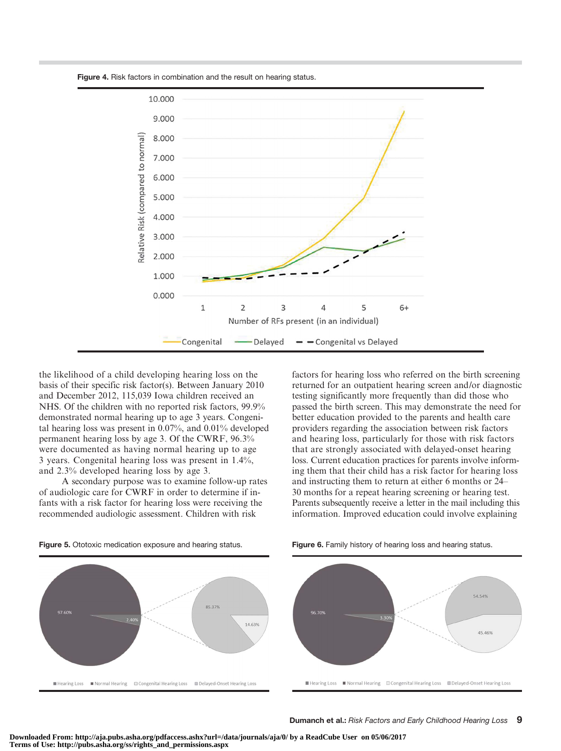Figure 4. Risk factors in combination and the result on hearing status.

the likelihood of a child developing hearing loss on the basis of their specific risk factor(s). Between January 2010 and December 2012, 115,039 Iowa children received an NHS. Of the children with no reported risk factors, 99.9% demonstrated normal hearing up to age 3 years. Congenital hearing loss was present in 0.07%, and 0.01% developed permanent hearing loss by age 3. Of the CWRF, 96.3% were documented as having normal hearing up to age 3 years. Congenital hearing loss was present in 1.4%, and 2.3% developed hearing loss by age 3.

A secondary purpose was to examine follow-up rates of audiologic care for CWRF in order to determine if infants with a risk factor for hearing loss were receiving the recommended audiologic assessment. Children with risk factors for hearing loss who referred on the birth screening returned for an outpatient hearing screen and/or diagnostic testing significantly more frequently than did those who passed the birth screen. This may demonstrate the need for better education provided to the parents and health care providers regarding the association between risk factors and hearing loss, particularly for those with risk factors that are strongly associated with delayed-onset hearing loss. Current education practices for parents involve informing them that their child has a risk factor for hearing loss and instructing them to return at either 6 months or 24–30 months for a repeat hearing screening or hearing test. Parents subsequently receive a letter in the mail including this information. Improved education could involve explaining

Figure 5. Ototoxic medication exposure and hearing status.

Figure 6. Family history of hearing loss and hearing status.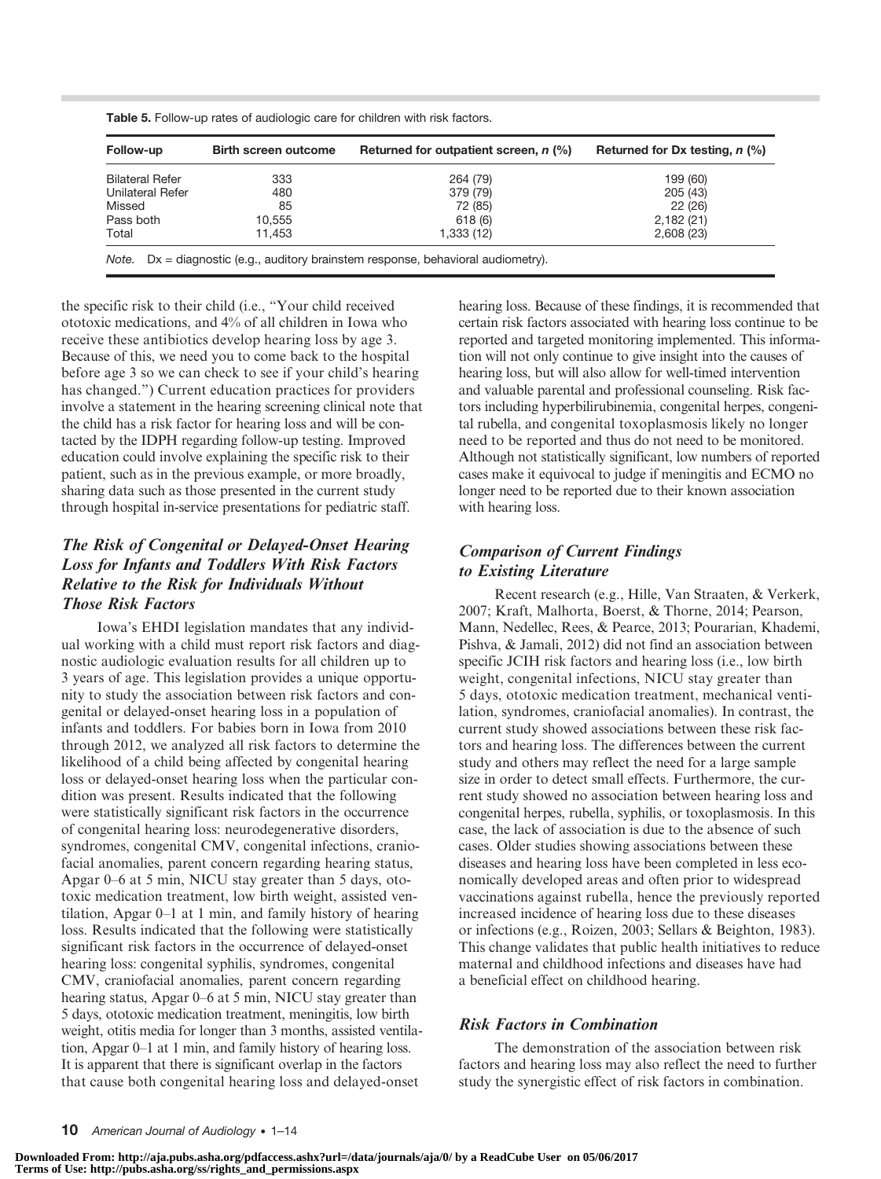**Table 5.** Follow-up rates of audiologic care for children with risk factors.

| Follow-up | Birth screen outcome | Returned for outpatient screen, *n* (%) | Returned for Dx testing, *n* (%) |
|---|---|---|---|
| Bilateral Refer | 333 | 264 (79) | 199 (60) |
| Unilateral Refer | 480 | 379 (79) | 205 (43) |
| Missed | 85 | 72 (85) | 22 (26) |
| Pass both | 10,555 | 618 (6) | 2,182 (21) |
| Total | 11,453 | 1,333 (12) | 2,608 (23) |

*Note.* Dx = diagnostic (e.g., auditory brainstem response, behavioral audiometry).

the specific risk to their child (i.e., "Your child received ototoxic medications, and 4% of all children in Iowa who receive these antibiotics develop hearing loss by age 3. Because of this, we need you to come back to the hospital before age 3 so we can check to see if your child's hearing has changed.") Current education practices for providers involve a statement in the hearing screening clinical note that the child has a risk factor for hearing loss and will be contacted by the IDPH regarding follow-up testing. Improved education could involve explaining the specific risk to their patient, such as in the previous example, or more broadly, sharing data such as those presented in the current study through hospital in-service presentations for pediatric staff.

### *The Risk of Congenital or Delayed-Onset Hearing Loss for Infants and Toddlers With Risk Factors Relative to the Risk for Individuals Without Those Risk Factors*

Iowa's EHDI legislation mandates that any individual working with a child must report risk factors and diagnostic audiologic evaluation results for all children up to 3 years of age. This legislation provides a unique opportunity to study the association between risk factors and congenital or delayed-onset hearing loss in a population of infants and toddlers. For babies born in Iowa from 2010 through 2012, we analyzed all risk factors to determine the likelihood of a child being affected by congenital hearing loss or delayed-onset hearing loss when the particular condition was present. Results indicated that the following were statistically significant risk factors in the occurrence of congenital hearing loss: neurodegenerative disorders, syndromes, congenital CMV, congenital infections, craniofacial anomalies, parent concern regarding hearing status, Apgar 0–6 at 5 min, NICU stay greater than 5 days, ototoxic medication treatment, low birth weight, assisted ventilation, Apgar 0–1 at 1 min, and family history of hearing loss. Results indicated that the following were statistically significant risk factors in the occurrence of delayed-onset hearing loss: congenital syphilis, syndromes, congenital CMV, craniofacial anomalies, parent concern regarding hearing status, Apgar 0–6 at 5 min, NICU stay greater than 5 days, ototoxic medication treatment, meningitis, low birth weight, otitis media for longer than 3 months, assisted ventilation, Apgar 0–1 at 1 min, and family history of hearing loss. It is apparent that there is significant overlap in the factors that cause both congenital hearing loss and delayed-onset hearing loss. Because of these findings, it is recommended that certain risk factors associated with hearing loss continue to be reported and targeted monitoring implemented. This information will not only continue to give insight into the causes of hearing loss, but will also allow for well-timed intervention and valuable parental and professional counseling. Risk factors including hyperbilirubinemia, congenital herpes, congenital rubella, and congenital toxoplasmosis likely no longer need to be reported and thus do not need to be monitored. Although not statistically significant, low numbers of reported cases make it equivocal to judge if meningitis and ECMO no longer need to be reported due to their known association with hearing loss.

### *Comparison of Current Findings to Existing Literature*

Recent research (e.g., Hille, Van Straaten, & Verkerk, 2007; Kraft, Malhorta, Boerst, & Thorne, 2014; Pearson, Mann, Nedellec, Rees, & Pearce, 2013; Pourarian, Khademi, Pishva, & Jamali, 2012) did not find an association between specific JCIH risk factors and hearing loss (i.e., low birth weight, congenital infections, NICU stay greater than 5 days, ototoxic medication treatment, mechanical ventilation, syndromes, craniofacial anomalies). In contrast, the current study showed associations between these risk factors and hearing loss. The differences between the current study and others may reflect the need for a large sample size in order to detect small effects. Furthermore, the current study showed no association between hearing loss and congenital herpes, rubella, syphilis, or toxoplasmosis. In this case, the lack of association is due to the absence of such cases. Older studies showing associations between these diseases and hearing loss have been completed in less economically developed areas and often prior to widespread vaccinations against rubella, hence the previously reported increased incidence of hearing loss due to these diseases or infections (e.g., Roizen, 2003; Sellars & Beighton, 1983). This change validates that public health initiatives to reduce maternal and childhood infections and diseases have had a beneficial effect on childhood hearing.

### *Risk Factors in Combination*

The demonstration of the association between risk factors and hearing loss may also reflect the need to further study the synergistic effect of risk factors in combination.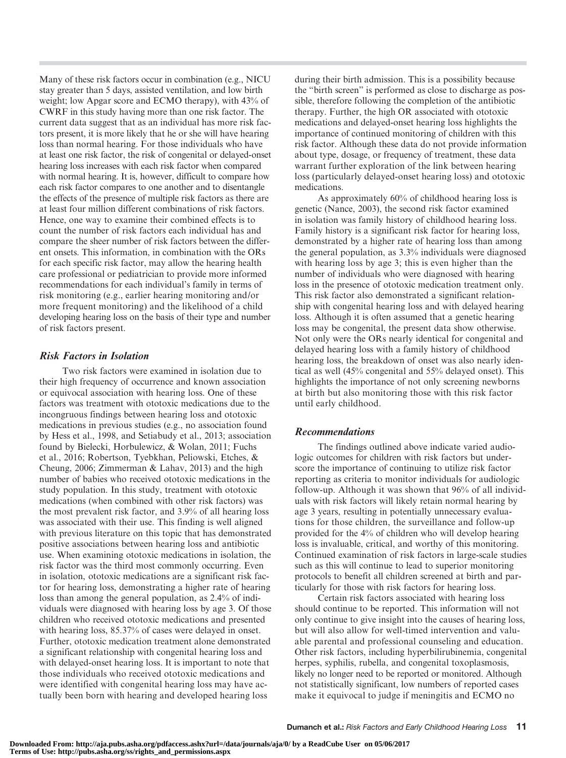Many of these risk factors occur in combination (e.g., NICU stay greater than 5 days, assisted ventilation, and low birth weight; low Apgar score and ECMO therapy), with 43% of CWRF in this study having more than one risk factor. The current data suggest that as an individual has more risk factors present, it is more likely that he or she will have hearing loss than normal hearing. For those individuals who have at least one risk factor, the risk of congenital or delayed-onset hearing loss increases with each risk factor when compared with normal hearing. It is, however, difficult to compare how each risk factor compares to one another and to disentangle the effects of the presence of multiple risk factors as there are at least four million different combinations of risk factors. Hence, one way to examine their combined effects is to count the number of risk factors each individual has and compare the sheer number of risk factors between the different onsets. This information, in combination with the ORs for each specific risk factor, may allow the hearing health care professional or pediatrician to provide more informed recommendations for each individual's family in terms of risk monitoring (e.g., earlier hearing monitoring and/or more frequent monitoring) and the likelihood of a child developing hearing loss on the basis of their type and number of risk factors present.

### *Risk Factors in Isolation*

Two risk factors were examined in isolation due to their high frequency of occurrence and known association or equivocal association with hearing loss. One of these factors was treatment with ototoxic medications due to the incongruous findings between hearing loss and ototoxic medications in previous studies (e.g., no association found by Hess et al., 1998, and Setiabudy et al., 2013; association found by Bielecki, Horbulewicz, & Wolan, 2011; Fuchs et al., 2016; Robertson, Tyebkhan, Peliowski, Etches, & Cheung, 2006; Zimmerman & Lahav, 2013) and the high number of babies who received ototoxic medications in the study population. In this study, treatment with ototoxic medications (when combined with other risk factors) was the most prevalent risk factor, and 3.9% of all hearing loss was associated with their use. This finding is well aligned with previous literature on this topic that has demonstrated positive associations between hearing loss and antibiotic use. When examining ototoxic medications in isolation, the risk factor was the third most commonly occurring. Even in isolation, ototoxic medications are a significant risk factor for hearing loss, demonstrating a higher rate of hearing loss than among the general population, as 2.4% of individuals were diagnosed with hearing loss by age 3. Of those children who received ototoxic medications and presented with hearing loss, 85.37% of cases were delayed in onset. Further, ototoxic medication treatment alone demonstrated a significant relationship with congenital hearing loss and with delayed-onset hearing loss. It is important to note that those individuals who received ototoxic medications and were identified with congenital hearing loss may have actually been born with hearing and developed hearing loss during their birth admission. This is a possibility because the "birth screen" is performed as close to discharge as possible, therefore following the completion of the antibiotic therapy. Further, the high OR associated with ototoxic medications and delayed-onset hearing loss highlights the importance of continued monitoring of children with this risk factor. Although these data do not provide information about type, dosage, or frequency of treatment, these data warrant further exploration of the link between hearing loss (particularly delayed-onset hearing loss) and ototoxic medications.

As approximately 60% of childhood hearing loss is genetic (Nance, 2003), the second risk factor examined in isolation was family history of childhood hearing loss. Family history is a significant risk factor for hearing loss, demonstrated by a higher rate of hearing loss than among the general population, as 3.3% individuals were diagnosed with hearing loss by age 3; this is even higher than the number of individuals who were diagnosed with hearing loss in the presence of ototoxic medication treatment only. This risk factor also demonstrated a significant relationship with congenital hearing loss and with delayed hearing loss. Although it is often assumed that a genetic hearing loss may be congenital, the present data show otherwise. Not only were the ORs nearly identical for congenital and delayed hearing loss with a family history of childhood hearing loss, the breakdown of onset was also nearly identical as well (45% congenital and 55% delayed onset). This highlights the importance of not only screening newborns at birth but also monitoring those with this risk factor until early childhood.

### *Recommendations*

The findings outlined above indicate varied audiologic outcomes for children with risk factors but underscore the importance of continuing to utilize risk factor reporting as criteria to monitor individuals for audiologic follow-up. Although it was shown that 96% of all individuals with risk factors will likely retain normal hearing by age 3 years, resulting in potentially unnecessary evaluations for those children, the surveillance and follow-up provided for the 4% of children who will develop hearing loss is invaluable, critical, and worthy of this monitoring. Continued examination of risk factors in large-scale studies such as this will continue to lead to superior monitoring protocols to benefit all children screened at birth and particularly for those with risk factors for hearing loss.

Certain risk factors associated with hearing loss should continue to be reported. This information will not only continue to give insight into the causes of hearing loss, but will also allow for well-timed intervention and valuable parental and professional counseling and education. Other risk factors, including hyperbilirubinemia, congenital herpes, syphilis, rubella, and congenital toxoplasmosis, likely no longer need to be reported or monitored. Although not statistically significant, low numbers of reported cases make it equivocal to judge if meningitis and ECMO no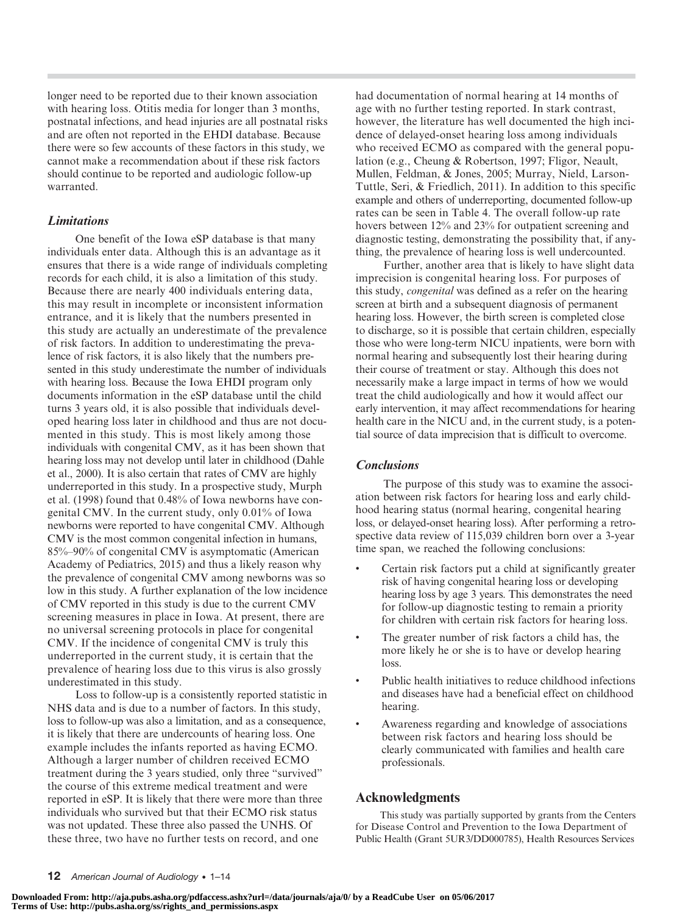longer need to be reported due to their known association with hearing loss. Otitis media for longer than 3 months, postnatal infections, and head injuries are all postnatal risks and are often not reported in the EHDI database. Because there were so few accounts of these factors in this study, we cannot make a recommendation about if these risk factors should continue to be reported and audiologic follow-up warranted.

### *Limitations*

One benefit of the Iowa eSP database is that many individuals enter data. Although this is an advantage as it ensures that there is a wide range of individuals completing records for each child, it is also a limitation of this study. Because there are nearly 400 individuals entering data, this may result in incomplete or inconsistent information entrance, and it is likely that the numbers presented in this study are actually an underestimate of the prevalence of risk factors. In addition to underestimating the prevalence of risk factors, it is also likely that the numbers presented in this study underestimate the number of individuals with hearing loss. Because the Iowa EHDI program only documents information in the eSP database until the child turns 3 years old, it is also possible that individuals developed hearing loss later in childhood and thus are not documented in this study. This is most likely among those individuals with congenital CMV, as it has been shown that hearing loss may not develop until later in childhood (Dahle et al., 2000). It is also certain that rates of CMV were highly underreported in this study. In a prospective study, Murph et al. (1998) found that 0.48% of Iowa newborns have congenital CMV. In the current study, only 0.01% of Iowa newborns were reported to have congenital CMV. Although CMV is the most common congenital infection in humans, 85%–90% of congenital CMV is asymptomatic (American Academy of Pediatrics, 2015) and thus a likely reason why the prevalence of congenital CMV among newborns was so low in this study. A further explanation of the low incidence of CMV reported in this study is due to the current CMV screening measures in place in Iowa. At present, there are no universal screening protocols in place for congenital CMV. If the incidence of congenital CMV is truly this underreported in the current study, it is certain that the prevalence of hearing loss due to this virus is also grossly underestimated in this study.

Loss to follow-up is a consistently reported statistic in NHS data and is due to a number of factors. In this study, loss to follow-up was also a limitation, and as a consequence, it is likely that there are undercounts of hearing loss. One example includes the infants reported as having ECMO. Although a larger number of children received ECMO treatment during the 3 years studied, only three "survived" the course of this extreme medical treatment and were reported in eSP. It is likely that there were more than three individuals who survived but that their ECMO risk status was not updated. These three also passed the UNHS. Of these three, two have no further tests on record, and one had documentation of normal hearing at 14 months of age with no further testing reported. In stark contrast, however, the literature has well documented the high incidence of delayed-onset hearing loss among individuals who received ECMO as compared with the general population (e.g., Cheung & Robertson, 1997; Fligor, Neault, Mullen, Feldman, & Jones, 2005; Murray, Nield, Larson-Tuttle, Seri, & Friedlich, 2011). In addition to this specific example and others of underreporting, documented follow-up rates can be seen in Table 4. The overall follow-up rate hovers between 12% and 23% for outpatient screening and diagnostic testing, demonstrating the possibility that, if anything, the prevalence of hearing loss is well undercounted.

Further, another area that is likely to have slight data imprecision is congenital hearing loss. For purposes of this study, *congenital* was defined as a refer on the hearing screen at birth and a subsequent diagnosis of permanent hearing loss. However, the birth screen is completed close to discharge, so it is possible that certain children, especially those who were long-term NICU inpatients, were born with normal hearing and subsequently lost their hearing during their course of treatment or stay. Although this does not necessarily make a large impact in terms of how we would treat the child audiologically and how it would affect our early intervention, it may affect recommendations for hearing health care in the NICU and, in the current study, is a potential source of data imprecision that is difficult to overcome.

### *Conclusions*

The purpose of this study was to examine the association between risk factors for hearing loss and early childhood hearing status (normal hearing, congenital hearing loss, or delayed-onset hearing loss). After performing a retrospective data review of 115,039 children born over a 3-year time span, we reached the following conclusions:

- Certain risk factors put a child at significantly greater risk of having congenital hearing loss or developing hearing loss by age 3 years. This demonstrates the need for follow-up diagnostic testing to remain a priority for children with certain risk factors for hearing loss.
- The greater number of risk factors a child has, the more likely he or she is to have or develop hearing loss.
- Public health initiatives to reduce childhood infections and diseases have had a beneficial effect on childhood hearing.
- Awareness regarding and knowledge of associations between risk factors and hearing loss should be clearly communicated with families and health care professionals.

## Acknowledgments

This study was partially supported by grants from the Centers for Disease Control and Prevention to the Iowa Department of Public Health (Grant 5UR3/DD000785), Health Resources Services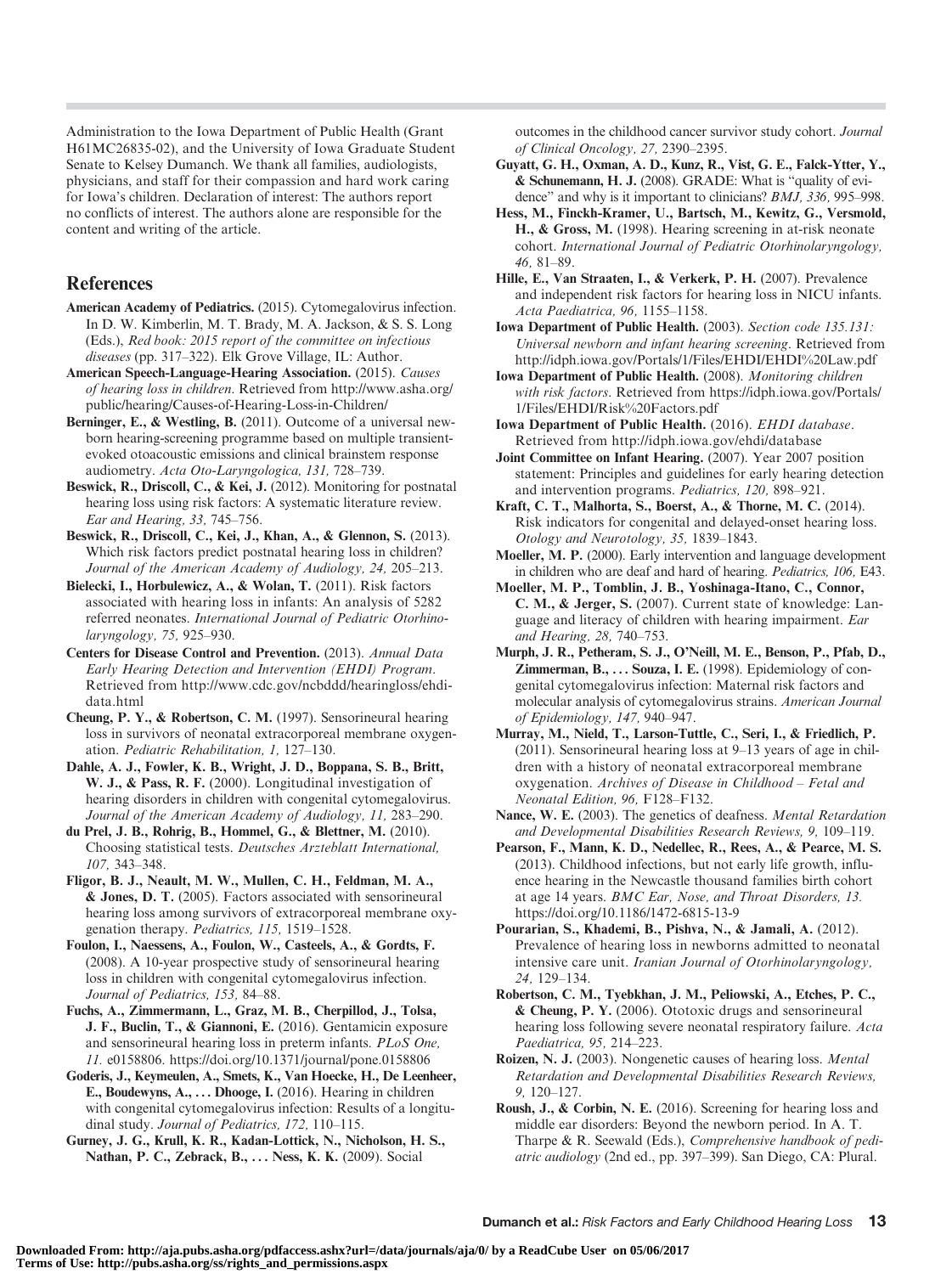Administration to the Iowa Department of Public Health (Grant H61MC26835-02), and the University of Iowa Graduate Student Senate to Kelsey Dumanch. We thank all families, audiologists, physicians, and staff for their compassion and hard work caring for Iowa's children. Declaration of interest: The authors report no conflicts of interest. The authors alone are responsible for the content and writing of the article.

## References

**American Academy of Pediatrics.** (2015). Cytomegalovirus infection. In D. W. Kimberlin, M. T. Brady, M. A. Jackson, & S. S. Long (Eds.), *Red book: 2015 report of the committee on infectious diseases* (pp. 317–322). Elk Grove Village, IL: Author.

**American Speech-Language-Hearing Association.** (2015). *Causes of hearing loss in children*. Retrieved from http://www.asha.org/public/hearing/Causes-of-Hearing-Loss-in-Children/

**Berninger, E., & Westling, B.** (2011). Outcome of a universal newborn hearing-screening programme based on multiple transient-evoked otoacoustic emissions and clinical brainstem response audiometry. *Acta Oto-Laryngologica, 131,* 728–739.

**Beswick, R., Driscoll, C., & Kei, J.** (2012). Monitoring for postnatal hearing loss using risk factors: A systematic literature review. *Ear and Hearing, 33,* 745–756.

**Beswick, R., Driscoll, C., Kei, J., Khan, A., & Glennon, S.** (2013). Which risk factors predict postnatal hearing loss in children? *Journal of the American Academy of Audiology, 24,* 205–213.

**Bielecki, I., Horbulewicz, A., & Wolan, T.** (2011). Risk factors associated with hearing loss in infants: An analysis of 5282 referred neonates. *International Journal of Pediatric Otorhinolaryngology, 75,* 925–930.

**Centers for Disease Control and Prevention.** (2013). *Annual Data Early Hearing Detection and Intervention (EHDI) Program*. Retrieved from http://www.cdc.gov/ncbddd/hearingloss/ehdi-data.html

**Cheung, P. Y., & Robertson, C. M.** (1997). Sensorineural hearing loss in survivors of neonatal extracorporeal membrane oxygenation. *Pediatric Rehabilitation, 1,* 127–130.

**Dahle, A. J., Fowler, K. B., Wright, J. D., Boppana, S. B., Britt, W. J., & Pass, R. F.** (2000). Longitudinal investigation of hearing disorders in children with congenital cytomegalovirus. *Journal of the American Academy of Audiology, 11,* 283–290.

**du Prel, J. B., Rohrig, B., Hommel, G., & Blettner, M.** (2010). Choosing statistical tests. *Deutsches Arzteblatt International, 107,* 343–348.

**Fligor, B. J., Neault, M. W., Mullen, C. H., Feldman, M. A., & Jones, D. T.** (2005). Factors associated with sensorineural hearing loss among survivors of extracorporeal membrane oxygenation therapy. *Pediatrics, 115,* 1519–1528.

**Foulon, I., Naessens, A., Foulon, W., Casteels, A., & Gordts, F.** (2008). A 10-year prospective study of sensorineural hearing loss in children with congenital cytomegalovirus infection. *Journal of Pediatrics, 153,* 84–88.

**Fuchs, A., Zimmermann, L., Graz, M. B., Cherpillod, J., Tolsa, J. F., Buclin, T., & Giannoni, E.** (2016). Gentamicin exposure and sensorineural hearing loss in preterm infants. *PLoS One, 11.* e0158806. https://doi.org/10.1371/journal/pone.0158806

**Goderis, J., Keymeulen, A., Smets, K., Van Hoecke, H., De Leenheer, E., Boudewyns, A., . . . Dhooge, I.** (2016). Hearing in children with congenital cytomegalovirus infection: Results of a longitudinal study. *Journal of Pediatrics, 172,* 110–115.

**Gurney, J. G., Krull, K. R., Kadan-Lottick, N., Nicholson, H. S., Nathan, P. C., Zebrack, B., . . . Ness, K. K.** (2009). Social outcomes in the childhood cancer survivor study cohort. *Journal of Clinical Oncology, 27,* 2390–2395.

**Guyatt, G. H., Oxman, A. D., Kunz, R., Vist, G. E., Falck-Ytter, Y., & Schunemann, H. J.** (2008). GRADE: What is "quality of evidence" and why is it important to clinicians? *BMJ, 336,* 995–998.

**Hess, M., Finckh-Kramer, U., Bartsch, M., Kewitz, G., Versmold, H., & Gross, M.** (1998). Hearing screening in at-risk neonate cohort. *International Journal of Pediatric Otorhinolaryngology, 46,* 81–89.

**Hille, E., Van Straaten, I., & Verkerk, P. H.** (2007). Prevalence and independent risk factors for hearing loss in NICU infants. *Acta Paediatrica, 96,* 1155–1158.

**Iowa Department of Public Health.** (2003). *Section code 135.131: Universal newborn and infant hearing screening*. Retrieved from http://idph.iowa.gov/Portals/1/Files/EHDI/EHDI%20Law.pdf

**Iowa Department of Public Health.** (2008). *Monitoring children with risk factors*. Retrieved from https://idph.iowa.gov/Portals/1/Files/EHDI/Risk%20Factors.pdf

**Iowa Department of Public Health.** (2016). *EHDI database*. Retrieved from http://idph.iowa.gov/ehdi/database

**Joint Committee on Infant Hearing.** (2007). Year 2007 position statement: Principles and guidelines for early hearing detection and intervention programs. *Pediatrics, 120,* 898–921.

**Kraft, C. T., Malhorta, S., Boerst, A., & Thorne, M. C.** (2014). Risk indicators for congenital and delayed-onset hearing loss. *Otology and Neurotology, 35,* 1839–1843.

**Moeller, M. P.** (2000). Early intervention and language development in children who are deaf and hard of hearing. *Pediatrics, 106,* E43.

**Moeller, M. P., Tomblin, J. B., Yoshinaga-Itano, C., Connor, C. M., & Jerger, S.** (2007). Current state of knowledge: Language and literacy of children with hearing impairment. *Ear and Hearing, 28,* 740–753.

**Murph, J. R., Petheram, S. J., O'Neill, M. E., Benson, P., Pfab, D., Zimmerman, B., . . . Souza, I. E.** (1998). Epidemiology of congenital cytomegalovirus infection: Maternal risk factors and molecular analysis of cytomegalovirus strains. *American Journal of Epidemiology, 147,* 940–947.

**Murray, M., Nield, T., Larson-Tuttle, C., Seri, I., & Friedlich, P.** (2011). Sensorineural hearing loss at 9–13 years of age in children with a history of neonatal extracorporeal membrane oxygenation. *Archives of Disease in Childhood – Fetal and Neonatal Edition, 96,* F128–F132.

**Nance, W. E.** (2003). The genetics of deafness. *Mental Retardation and Developmental Disabilities Research Reviews, 9,* 109–119.

**Pearson, F., Mann, K. D., Nedellec, R., Rees, A., & Pearce, M. S.** (2013). Childhood infections, but not early life growth, influence hearing in the Newcastle thousand families birth cohort at age 14 years. *BMC Ear, Nose, and Throat Disorders, 13.* https://doi.org/10.1186/1472-6815-13-9

**Pourarian, S., Khademi, B., Pishva, N., & Jamali, A.** (2012). Prevalence of hearing loss in newborns admitted to neonatal intensive care unit. *Iranian Journal of Otorhinolaryngology, 24,* 129–134.

**Robertson, C. M., Tyebkhan, J. M., Peliowski, A., Etches, P. C., & Cheung, P. Y.** (2006). Ototoxic drugs and sensorineural hearing loss following severe neonatal respiratory failure. *Acta Paediatrica, 95,* 214–223.

**Roizen, N. J.** (2003). Nongenetic causes of hearing loss. *Mental Retardation and Developmental Disabilities Research Reviews, 9,* 120–127.

**Roush, J., & Corbin, N. E.** (2016). Screening for hearing loss and middle ear disorders: Beyond the newborn period. In A. T. Tharpe & R. Seewald (Eds.), *Comprehensive handbook of pediatric audiology* (2nd ed., pp. 397–399). San Diego, CA: Plural.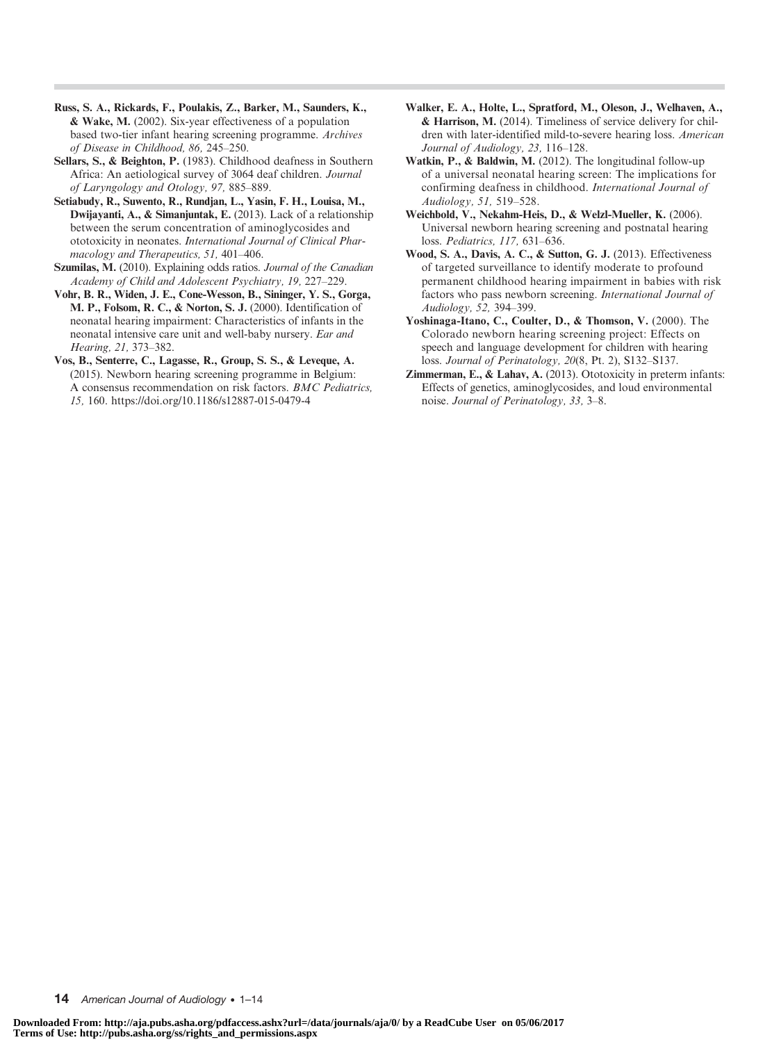**Russ, S. A., Rickards, F., Poulakis, Z., Barker, M., Saunders, K., & Wake, M.** (2002). Six-year effectiveness of a population based two-tier infant hearing screening programme. *Archives of Disease in Childhood, 86,* 245–250.

**Sellars, S., & Beighton, P.** (1983). Childhood deafness in Southern Africa: An aetiological survey of 3064 deaf children. *Journal of Laryngology and Otology, 97,* 885–889.

**Setiabudy, R., Suwento, R., Rundjan, L., Yasin, F. H., Louisa, M., Dwijayanti, A., & Simanjuntak, E.** (2013). Lack of a relationship between the serum concentration of aminoglycosides and ototoxicity in neonates. *International Journal of Clinical Pharmacology and Therapeutics, 51,* 401–406.

**Szumilas, M.** (2010). Explaining odds ratios. *Journal of the Canadian Academy of Child and Adolescent Psychiatry, 19,* 227–229.

**Vohr, B. R., Widen, J. E., Cone-Wesson, B., Sininger, Y. S., Gorga, M. P., Folsom, R. C., & Norton, S. J.** (2000). Identification of neonatal hearing impairment: Characteristics of infants in the neonatal intensive care unit and well-baby nursery. *Ear and Hearing, 21,* 373–382.

**Vos, B., Senterre, C., Lagasse, R., Group, S. S., & Leveque, A.** (2015). Newborn hearing screening programme in Belgium: A consensus recommendation on risk factors. *BMC Pediatrics, 15,* 160. https://doi.org/10.1186/s12887-015-0479-4

**Walker, E. A., Holte, L., Spratford, M., Oleson, J., Welhaven, A., & Harrison, M.** (2014). Timeliness of service delivery for children with later-identified mild-to-severe hearing loss. *American Journal of Audiology, 23,* 116–128.

**Watkin, P., & Baldwin, M.** (2012). The longitudinal follow-up of a universal neonatal hearing screen: The implications for confirming deafness in childhood. *International Journal of Audiology, 51,* 519–528.

**Weichbold, V., Nekahm-Heis, D., & Welzl-Mueller, K.** (2006). Universal newborn hearing screening and postnatal hearing loss. *Pediatrics, 117,* 631–636.

**Wood, S. A., Davis, A. C., & Sutton, G. J.** (2013). Effectiveness of targeted surveillance to identify moderate to profound permanent childhood hearing impairment in babies with risk factors who pass newborn screening. *International Journal of Audiology, 52,* 394–399.

**Yoshinaga-Itano, C., Coulter, D., & Thomson, V.** (2000). The Colorado newborn hearing screening project: Effects on speech and language development for children with hearing loss. *Journal of Perinatology, 20*(8, Pt. 2), S132–S137.

**Zimmerman, E., & Lahav, A.** (2013). Ototoxicity in preterm infants: Effects of genetics, aminoglycosides, and loud environmental noise. *Journal of Perinatology, 33,* 3–8.